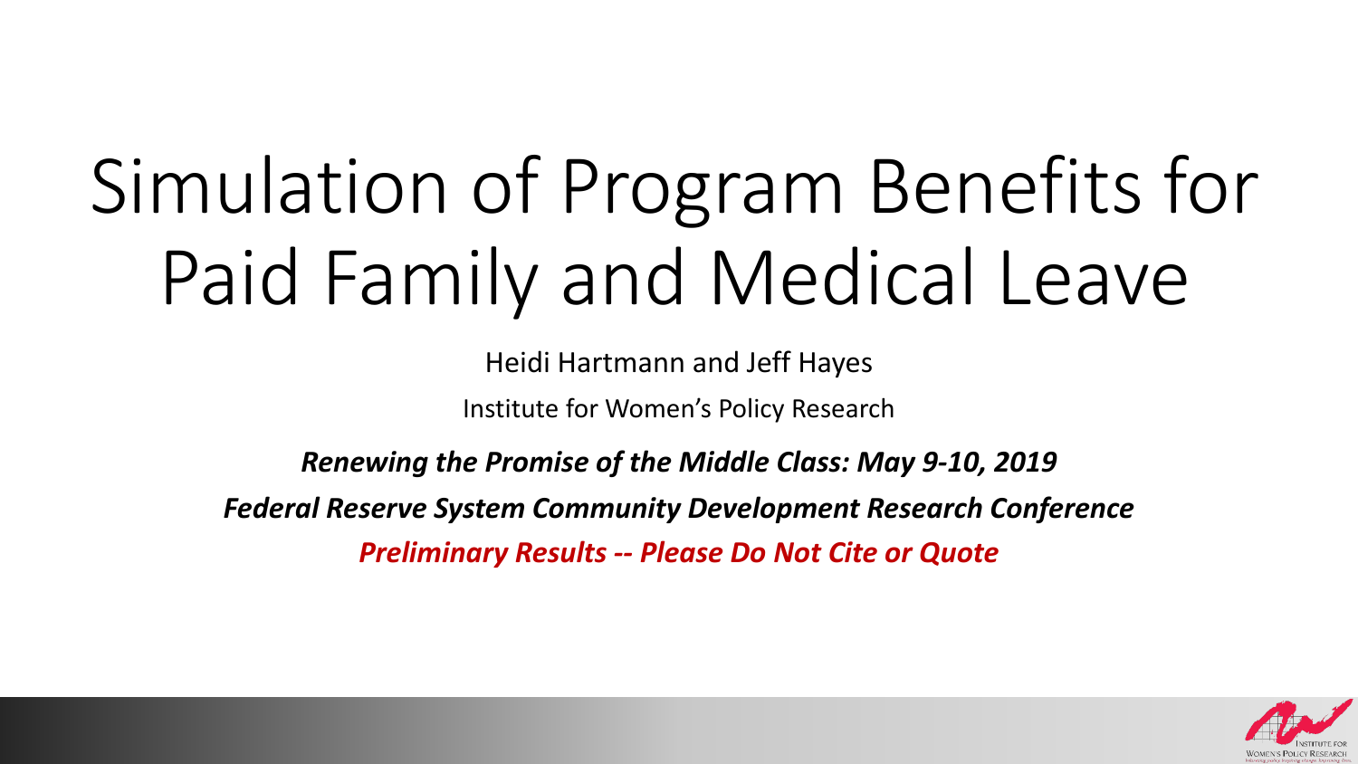# Simulation of Program Benefits for Paid Family and Medical Leave

Heidi Hartmann and Jeff Hayes

Institute for Women's Policy Research

***Renewing the Promise of the Middle Class: May 9-10, 2019***

***Federal Reserve System Community Development Research Conference***

***Preliminary Results -- Please Do Not Cite or Quote***

Institute for Women's Policy Research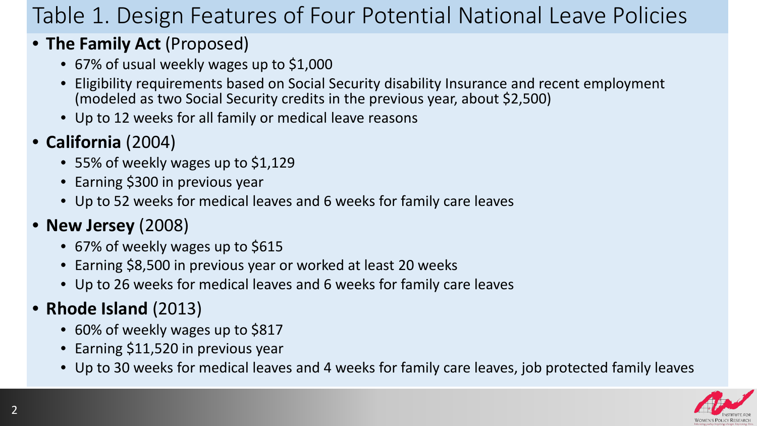# Table 1. Design Features of Four Potential National Leave Policies

- **The Family Act** (Proposed)
  - 67% of usual weekly wages up to $1,000
  - Eligibility requirements based on Social Security disability Insurance and recent employment (modeled as two Social Security credits in the previous year, about $2,500)
  - Up to 12 weeks for all family or medical leave reasons
- **California** (2004)
  - 55% of weekly wages up to $1,129
  - Earning $300 in previous year
  - Up to 52 weeks for medical leaves and 6 weeks for family care leaves
- **New Jersey** (2008)
  - 67% of weekly wages up to $615
  - Earning $8,500 in previous year or worked at least 20 weeks
  - Up to 26 weeks for medical leaves and 6 weeks for family care leaves
- **Rhode Island** (2013)
  - 60% of weekly wages up to $817
  - Earning $11,520 in previous year
  - Up to 30 weeks for medical leaves and 4 weeks for family care leaves, job protected family leaves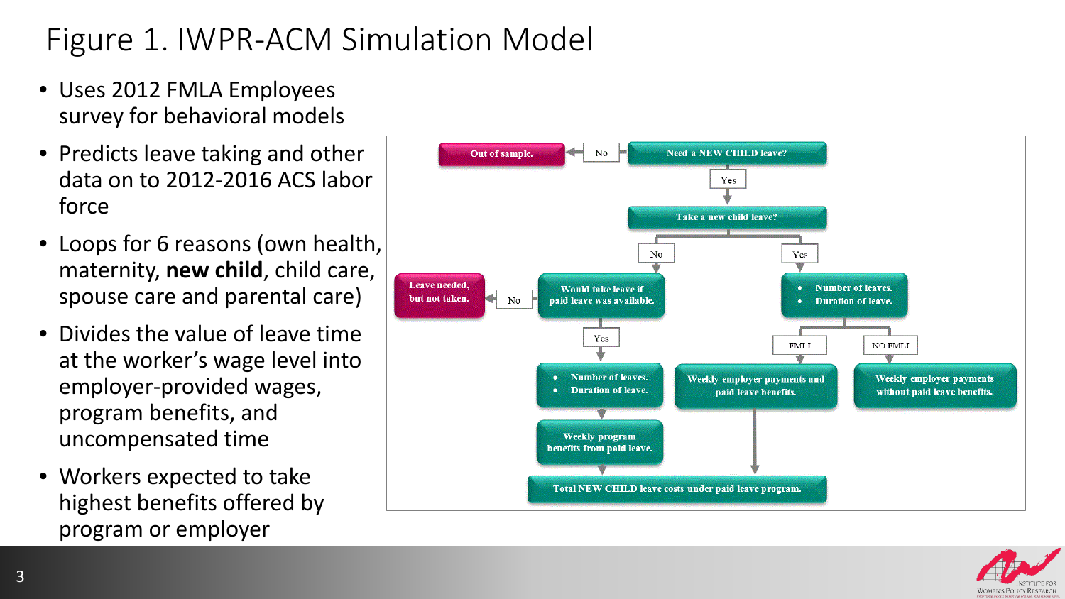# Figure 1. IWPR-ACM Simulation Model

- Uses 2012 FMLA Employees survey for behavioral models
- Predicts leave taking and other data on to 2012-2016 ACS labor force
- Loops for 6 reasons (own health, maternity, **new child**, child care, spouse care and parental care)
- Divides the value of leave time at the worker's wage level into employer-provided wages, program benefits, and uncompensated time
- Workers expected to take highest benefits offered by program or employer

Need a NEW CHILD leave?
- No → Out of sample.
- Yes → Take a new child leave?
  - No → Would take leave if paid leave was available.
    - No → Leave needed, but not taken.
    - Yes →
      - Number of leaves.
      - Duration of leave.
      
      → Weekly program benefits from paid leave. → Total NEW CHILD leave costs under paid leave program.
  - Yes →
    - Number of leaves.
    - Duration of leave.
    - FMLI → Weekly employer payments and paid leave benefits. → Total NEW CHILD leave costs under paid leave program.
    - NO FMLI → Weekly employer payments without paid leave benefits.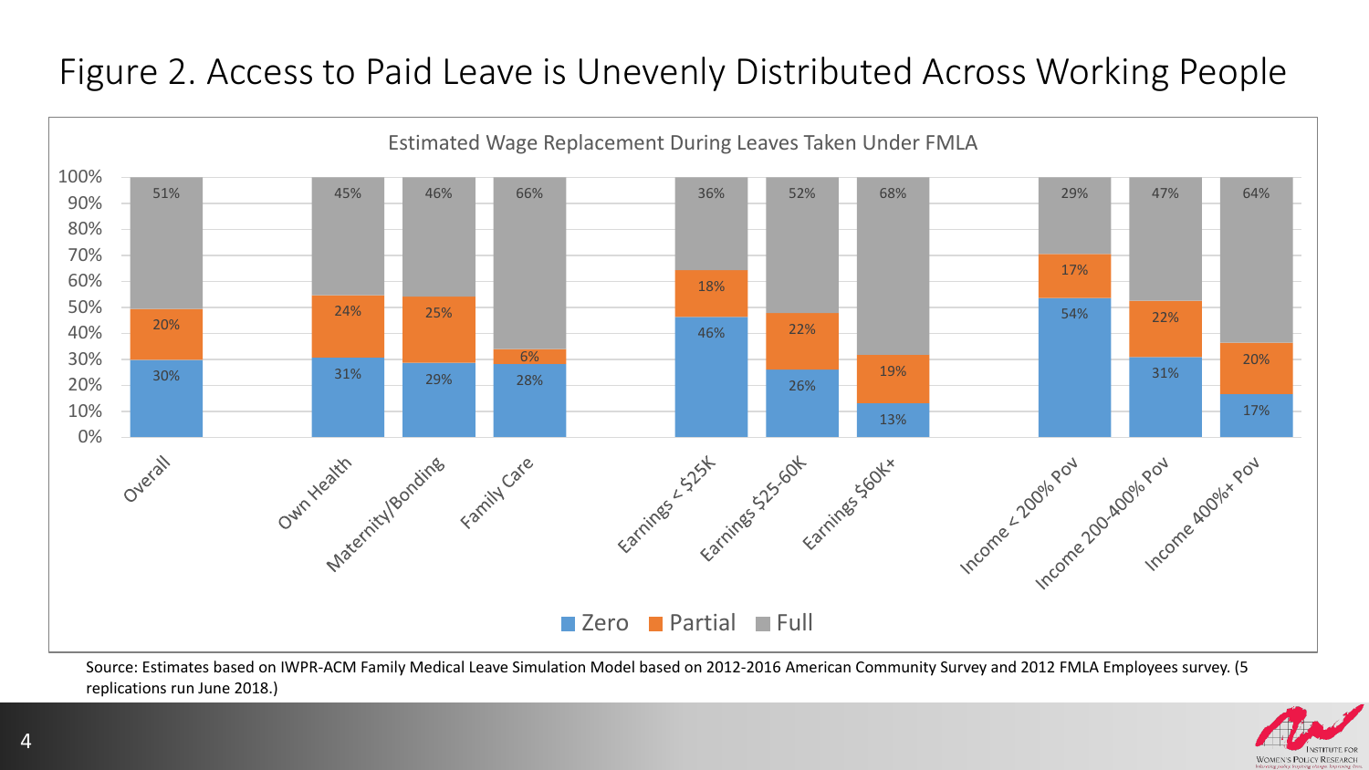# Figure 2. Access to Paid Leave is Unevenly Distributed Across Working People

Estimated Wage Replacement During Leaves Taken Under FMLA

| | Zero | Partial | Full |
|---|---|---|---|
| Overall | 30% | 20% | 51% |
| Own Health | 31% | 24% | 45% |
| Maternity/Bonding | 29% | 25% | 46% |
| Family Care | 28% | 6% | 66% |
| Earnings < $25K | 46% | 18% | 36% |
| Earnings $25-60K | 26% | 22% | 52% |
| Earnings $60K+ | 13% | 19% | 68% |
| Income < 200% Pov | 54% | 17% | 29% |
| Income 200-400% Pov | 31% | 22% | 47% |
| Income 400%+ Pov | 17% | 20% | 64% |

Source: Estimates based on IWPR-ACM Family Medical Leave Simulation Model based on 2012-2016 American Community Survey and 2012 FMLA Employees survey. (5 replications run June 2018.)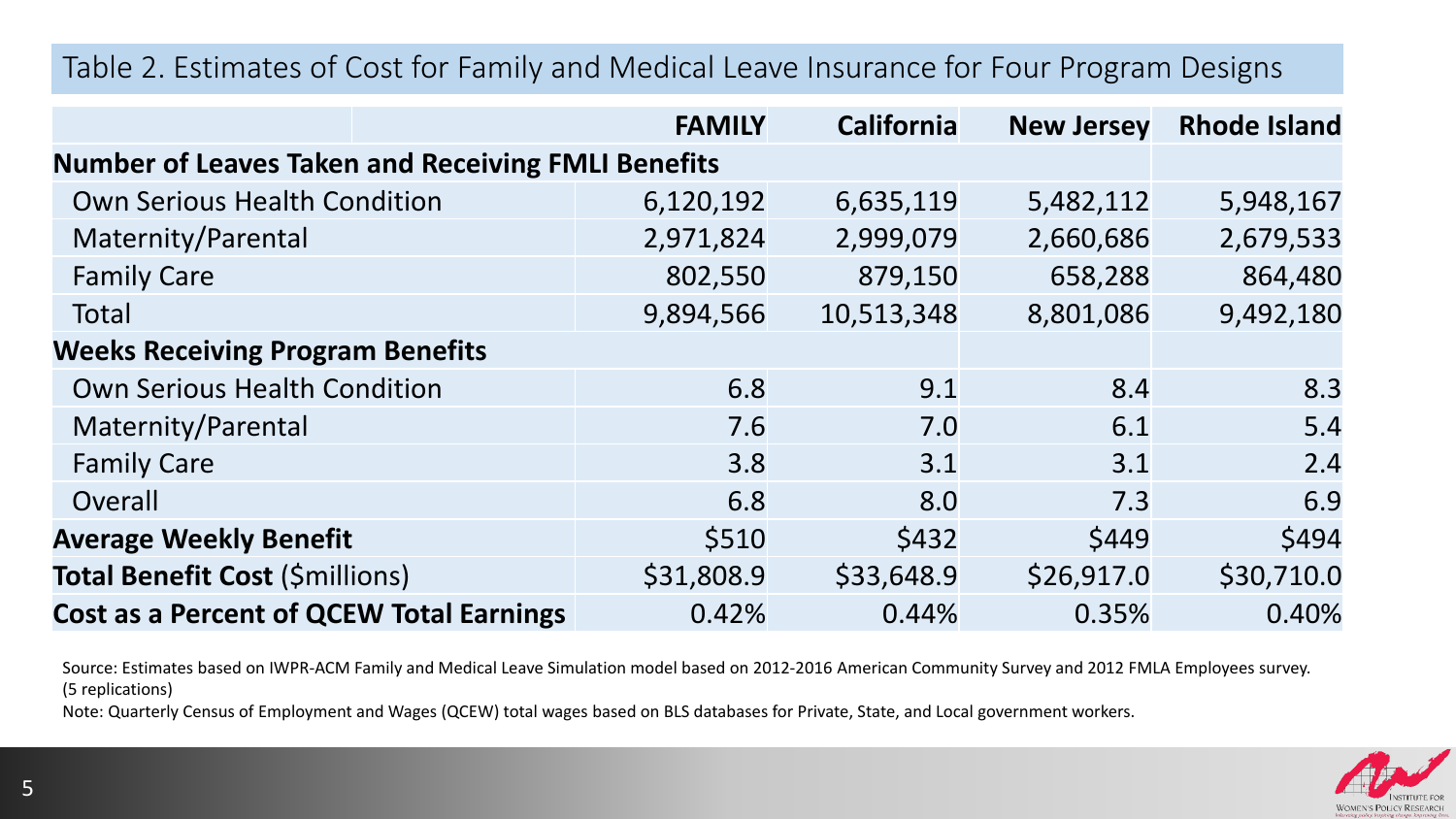## Table 2. Estimates of Cost for Family and Medical Leave Insurance for Four Program Designs

| | FAMILY | California | New Jersey | Rhode Island |
|---|---|---|---|---|
| **Number of Leaves Taken and Receiving FMLI Benefits** | | | | |
| Own Serious Health Condition | 6,120,192 | 6,635,119 | 5,482,112 | 5,948,167 |
| Maternity/Parental | 2,971,824 | 2,999,079 | 2,660,686 | 2,679,533 |
| Family Care | 802,550 | 879,150 | 658,288 | 864,480 |
| Total | 9,894,566 | 10,513,348 | 8,801,086 | 9,492,180 |
| **Weeks Receiving Program Benefits** | | | | |
| Own Serious Health Condition | 6.8 | 9.1 | 8.4 | 8.3 |
| Maternity/Parental | 7.6 | 7.0 | 6.1 | 5.4 |
| Family Care | 3.8 | 3.1 | 3.1 | 2.4 |
| Overall | 6.8 | 8.0 | 7.3 | 6.9 |
| **Average Weekly Benefit** | $510 | $432 | $449 | $494 |
| **Total Benefit Cost** ($millions) | $31,808.9 | $33,648.9 | $26,917.0 | $30,710.0 |
| **Cost as a Percent of QCEW Total Earnings** | 0.42% | 0.44% | 0.35% | 0.40% |

Source: Estimates based on IWPR-ACM Family and Medical Leave Simulation model based on 2012-2016 American Community Survey and 2012 FMLA Employees survey. (5 replications)

Note: Quarterly Census of Employment and Wages (QCEW) total wages based on BLS databases for Private, State, and Local government workers.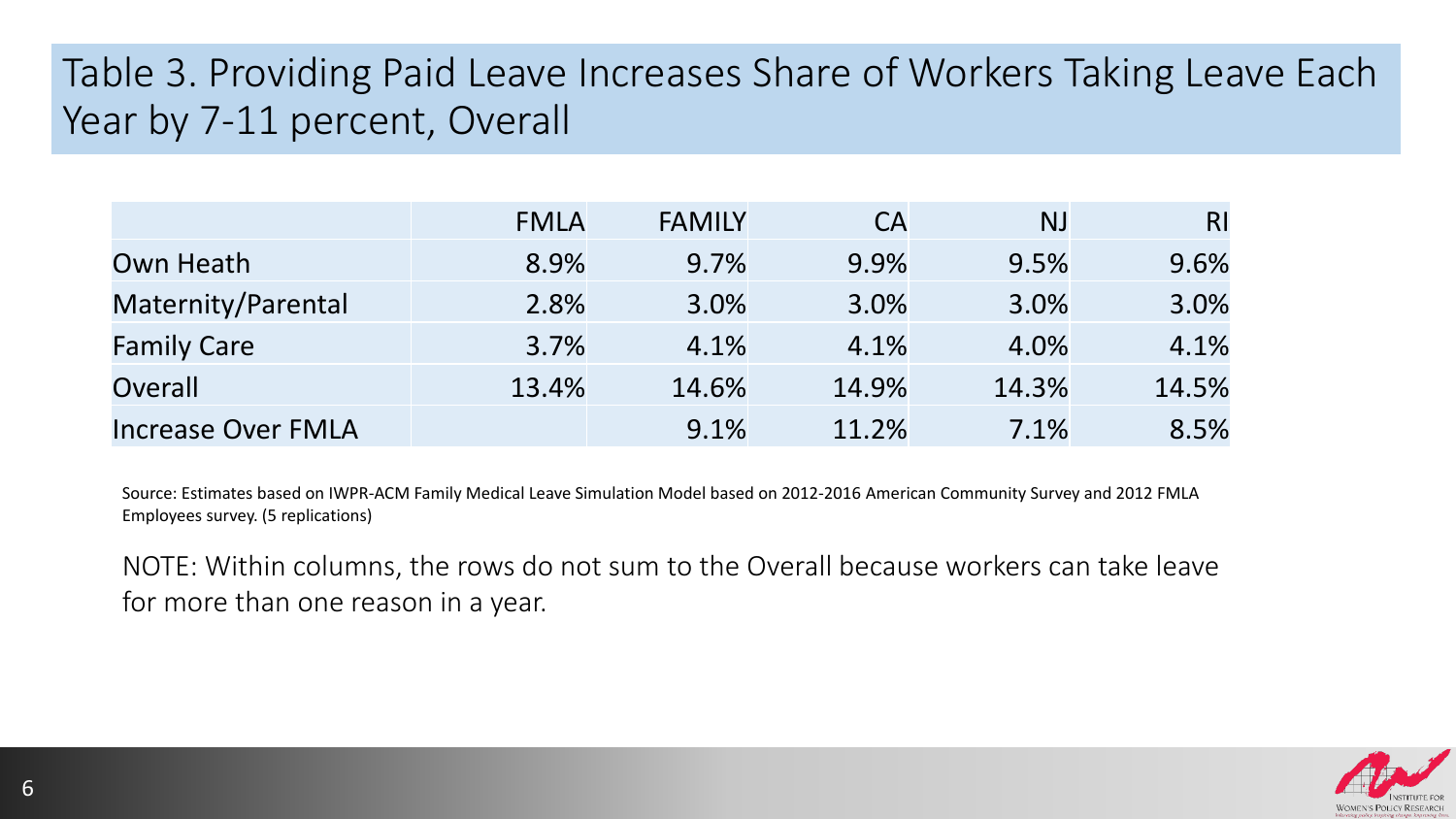# Table 3. Providing Paid Leave Increases Share of Workers Taking Leave Each Year by 7-11 percent, Overall

| | FMLA | FAMILY | CA | NJ | RI |
|---|---|---|---|---|---|
| Own Heath | 8.9% | 9.7% | 9.9% | 9.5% | 9.6% |
| Maternity/Parental | 2.8% | 3.0% | 3.0% | 3.0% | 3.0% |
| Family Care | 3.7% | 4.1% | 4.1% | 4.0% | 4.1% |
| Overall | 13.4% | 14.6% | 14.9% | 14.3% | 14.5% |
| Increase Over FMLA | | 9.1% | 11.2% | 7.1% | 8.5% |

Source: Estimates based on IWPR-ACM Family Medical Leave Simulation Model based on 2012-2016 American Community Survey and 2012 FMLA Employees survey. (5 replications)

NOTE: Within columns, the rows do not sum to the Overall because workers can take leave for more than one reason in a year.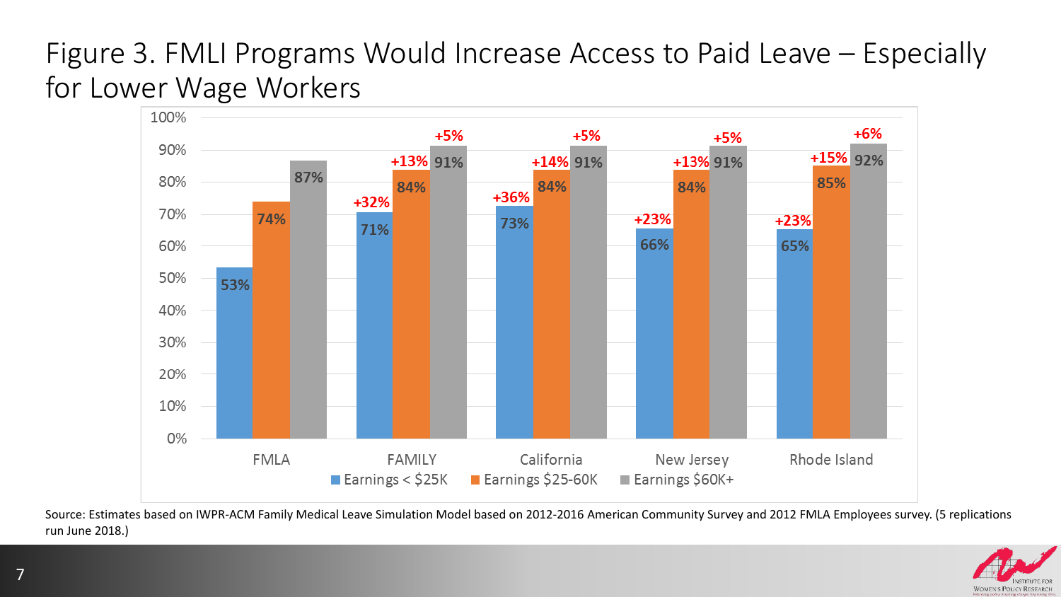# Figure 3. FMLI Programs Would Increase Access to Paid Leave – Especially for Lower Wage Workers

| | Earnings < $25K | Earnings $25-60K | Earnings $60K+ |
|---|---|---|---|
| FMLA | 53% | 74% | 87% |
| FAMILY | 71% (+32%) | 84% (+13%) | 91% (+5%) |
| California | 73% (+36%) | 84% (+14%) | 91% (+5%) |
| New Jersey | 66% (+23%) | 84% (+13%) | 91% (+5%) |
| Rhode Island | 65% (+23%) | 85% (+15%) | 92% (+6%) |

Source: Estimates based on IWPR-ACM Family Medical Leave Simulation Model based on 2012-2016 American Community Survey and 2012 FMLA Employees survey. (5 replications run June 2018.)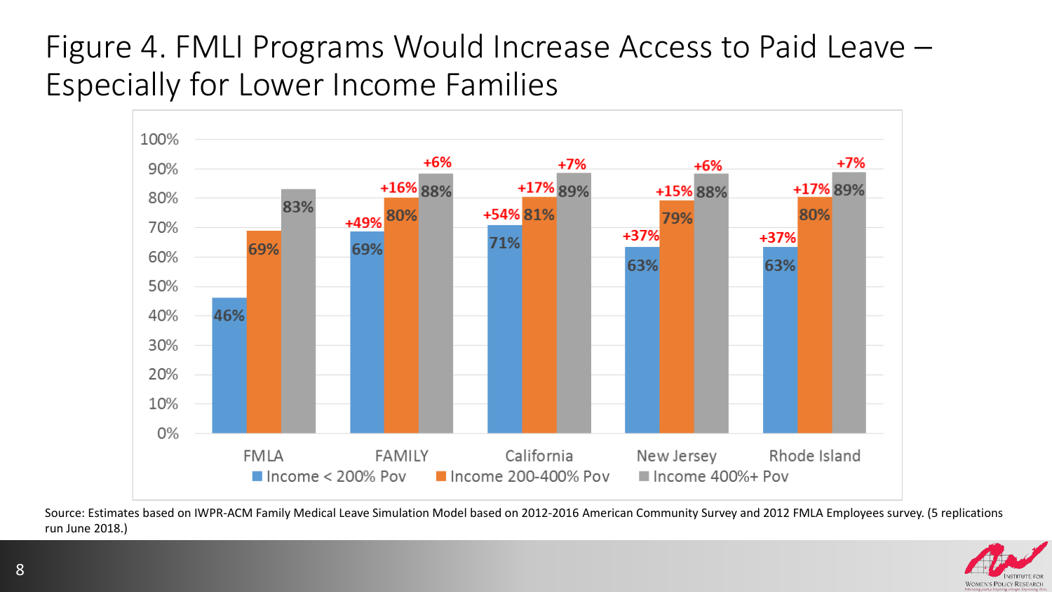# Figure 4. FMLI Programs Would Increase Access to Paid Leave – Especially for Lower Income Families

| | Income < 200% Pov | Income 200-400% Pov | Income 400%+ Pov |
|---|---|---|---|
| FMLA | 46% | 69% | 83% |
| FAMILY | 69% (+49%) | 80% (+16%) | 88% (+6%) |
| California | 71% (+54%) | 81% (+17%) | 89% (+7%) |
| New Jersey | 63% (+37%) | 79% (+15%) | 88% (+6%) |
| Rhode Island | 63% (+37%) | 80% (+17%) | 89% (+7%) |

Source: Estimates based on IWPR-ACM Family Medical Leave Simulation Model based on 2012-2016 American Community Survey and 2012 FMLA Employees survey. (5 replications run June 2018.)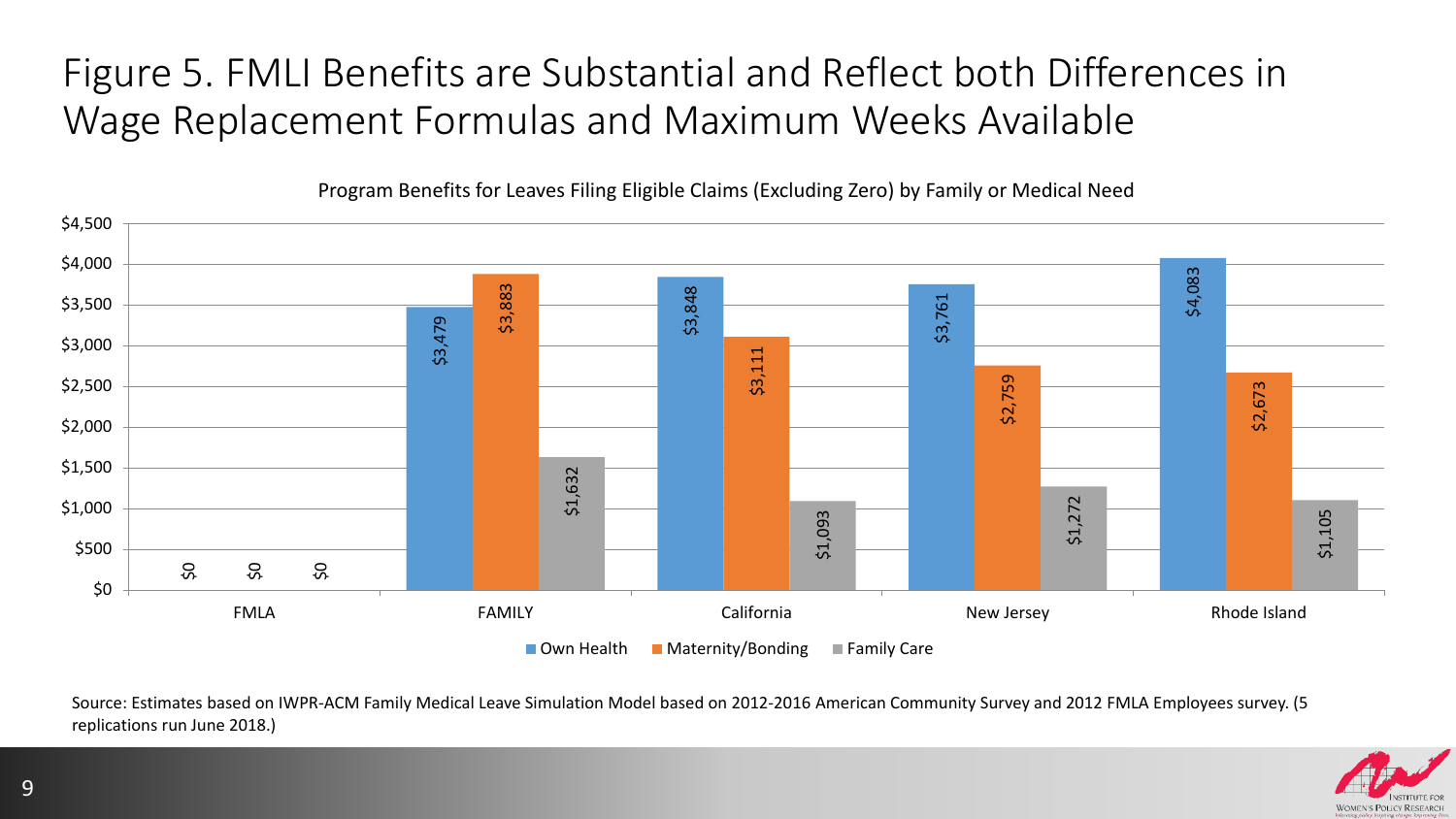# Figure 5. FMLI Benefits are Substantial and Reflect both Differences in Wage Replacement Formulas and Maximum Weeks Available

Program Benefits for Leaves Filing Eligible Claims (Excluding Zero) by Family or Medical Need

| | Own Health | Maternity/Bonding | Family Care |
|---|---|---|---|
| FMLA | $0 | $0 | $0 |
| FAMILY | $3,479 | $3,883 | $1,632 |
| California | $3,848 | $3,111 | $1,093 |
| New Jersey | $3,761 | $2,759 | $1,272 |
| Rhode Island | $4,083 | $2,673 | $1,105 |

Source: Estimates based on IWPR-ACM Family Medical Leave Simulation Model based on 2012-2016 American Community Survey and 2012 FMLA Employees survey. (5 replications run June 2018.)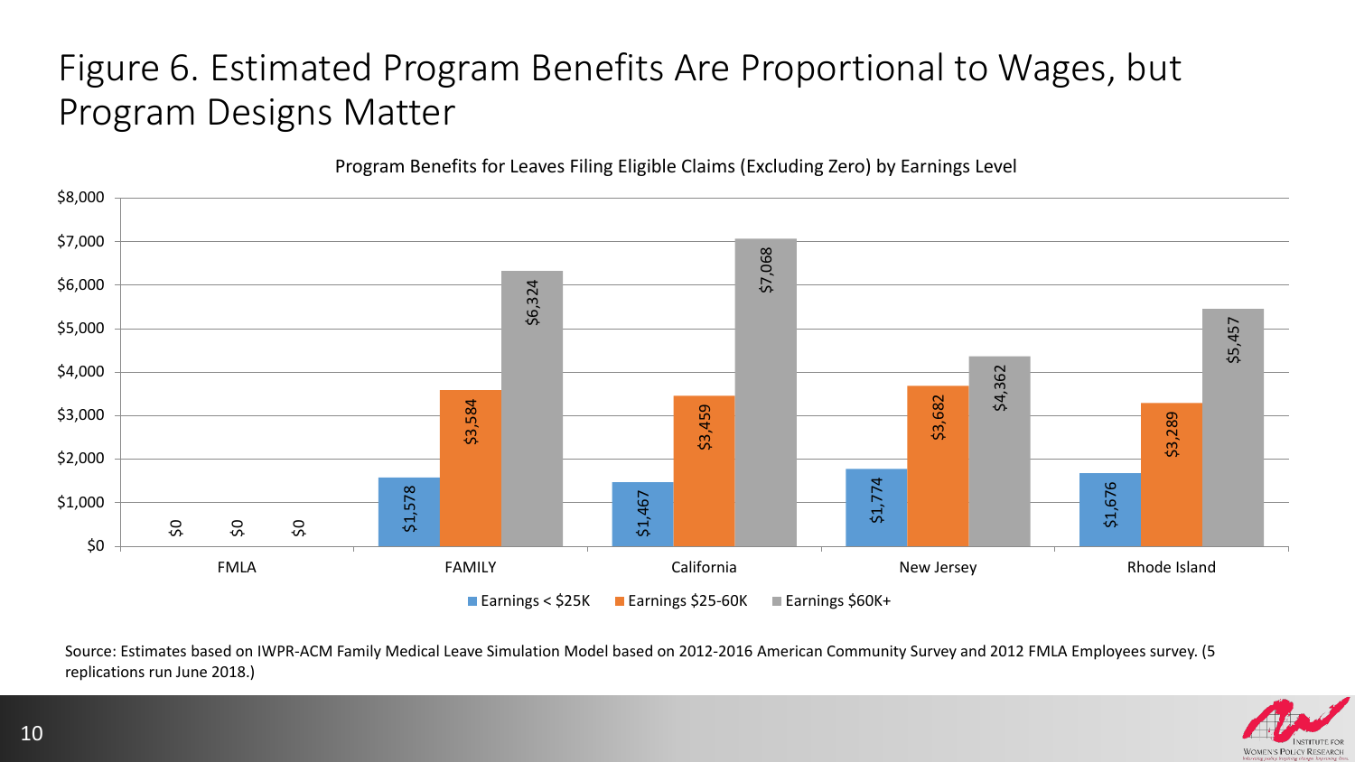# Figure 6. Estimated Program Benefits Are Proportional to Wages, but Program Designs Matter

Program Benefits for Leaves Filing Eligible Claims (Excluding Zero) by Earnings Level

| | Earnings < $25K | Earnings $25-60K | Earnings $60K+ |
|---|---|---|---|
| FMLA | $0 | $0 | $0 |
| FAMILY | $1,578 | $3,584 | $6,324 |
| California | $1,467 | $3,459 | $7,068 |
| New Jersey | $1,774 | $3,682 | $4,362 |
| Rhode Island | $1,676 | $3,289 | $5,457 |

Source: Estimates based on IWPR-ACM Family Medical Leave Simulation Model based on 2012-2016 American Community Survey and 2012 FMLA Employees survey. (5 replications run June 2018.)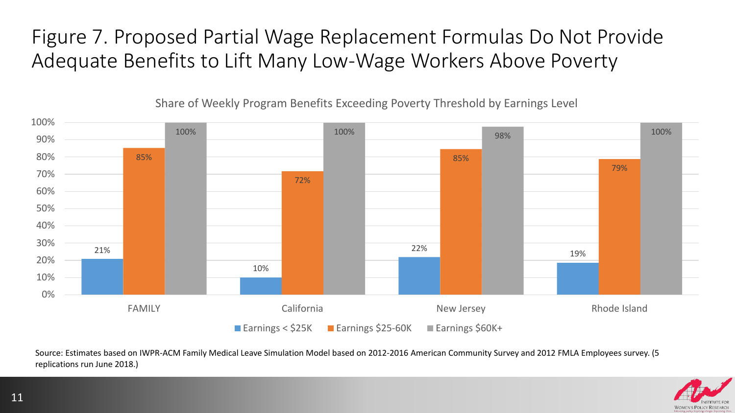# Figure 7. Proposed Partial Wage Replacement Formulas Do Not Provide Adequate Benefits to Lift Many Low-Wage Workers Above Poverty

Share of Weekly Program Benefits Exceeding Poverty Threshold by Earnings Level

| | Earnings < $25K | Earnings $25-60K | Earnings $60K+ |
|---|---|---|---|
| FAMILY | 21% | 85% | 100% |
| California | 10% | 72% | 100% |
| New Jersey | 22% | 85% | 98% |
| Rhode Island | 19% | 79% | 100% |

Source: Estimates based on IWPR-ACM Family Medical Leave Simulation Model based on 2012-2016 American Community Survey and 2012 FMLA Employees survey. (5 replications run June 2018.)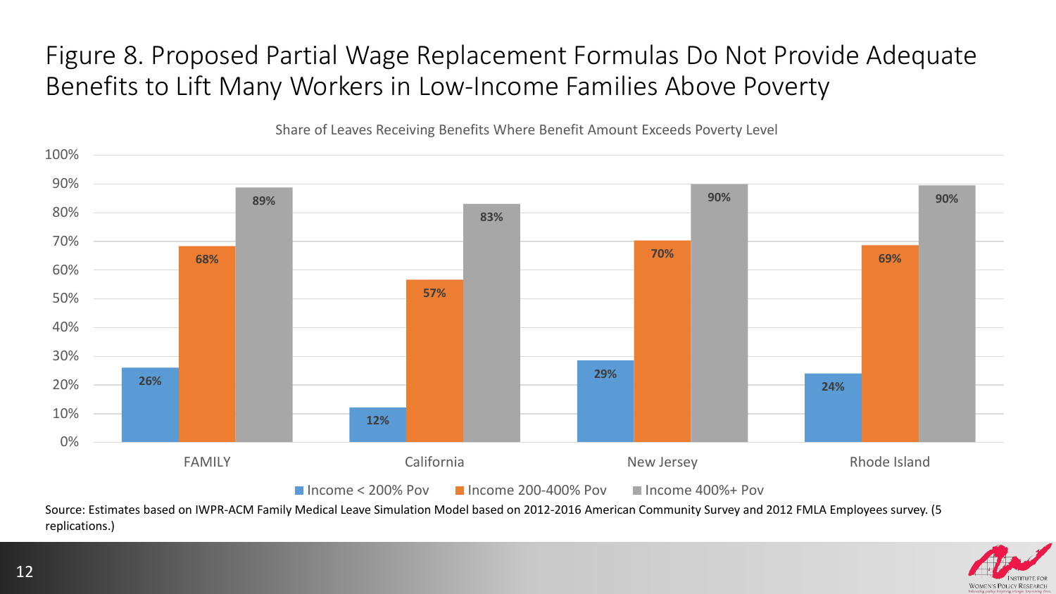# Figure 8. Proposed Partial Wage Replacement Formulas Do Not Provide Adequate Benefits to Lift Many Workers in Low-Income Families Above Poverty

Share of Leaves Receiving Benefits Where Benefit Amount Exceeds Poverty Level

| | Income < 200% Pov | Income 200-400% Pov | Income 400%+ Pov |
|---|---|---|---|
| FAMILY | 26% | 68% | 89% |
| California | 12% | 57% | 83% |
| New Jersey | 29% | 70% | 90% |
| Rhode Island | 24% | 69% | 90% |

Source: Estimates based on IWPR-ACM Family Medical Leave Simulation Model based on 2012-2016 American Community Survey and 2012 FMLA Employees survey. (5 replications.)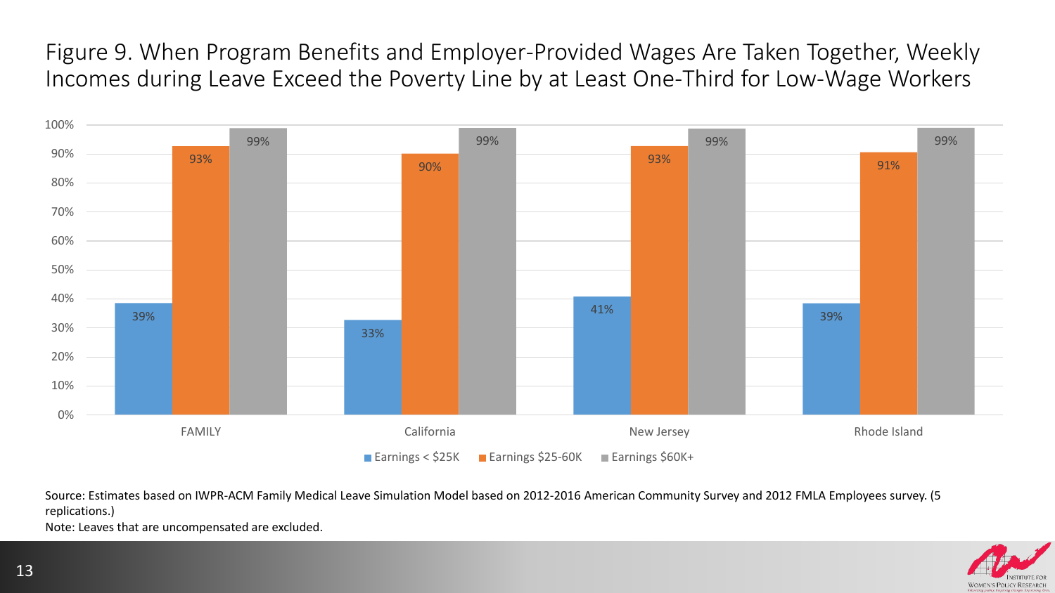# Figure 9. When Program Benefits and Employer-Provided Wages Are Taken Together, Weekly Incomes during Leave Exceed the Poverty Line by at Least One-Third for Low-Wage Workers

| | Earnings < $25K | Earnings $25-60K | Earnings $60K+ |
|---|---|---|---|
| FAMILY | 39% | 93% | 99% |
| California | 33% | 90% | 99% |
| New Jersey | 41% | 93% | 99% |
| Rhode Island | 39% | 91% | 99% |

Source: Estimates based on IWPR-ACM Family Medical Leave Simulation Model based on 2012-2016 American Community Survey and 2012 FMLA Employees survey. (5 replications.)

Note: Leaves that are uncompensated are excluded.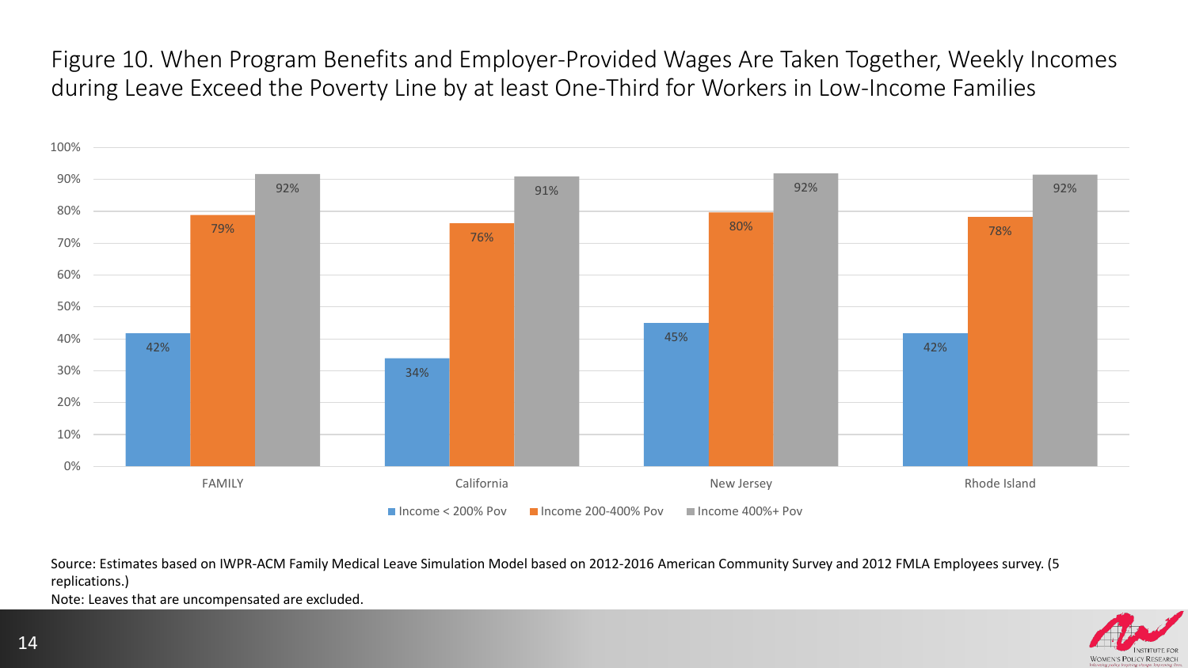# Figure 10. When Program Benefits and Employer-Provided Wages Are Taken Together, Weekly Incomes during Leave Exceed the Poverty Line by at least One-Third for Workers in Low-Income Families

100%
90%
80%
70%
60%
50%
40%
30%
20%
10%
0%

FAMILY: 42% 79% 92%
California: 34% 76% 91%
New Jersey: 45% 80% 92%
Rhode Island: 42% 78% 92%

Income < 200% Pov
Income 200-400% Pov
Income 400%+ Pov

Source: Estimates based on IWPR-ACM Family Medical Leave Simulation Model based on 2012-2016 American Community Survey and 2012 FMLA Employees survey. (5 replications.)

Note: Leaves that are uncompensated are excluded.